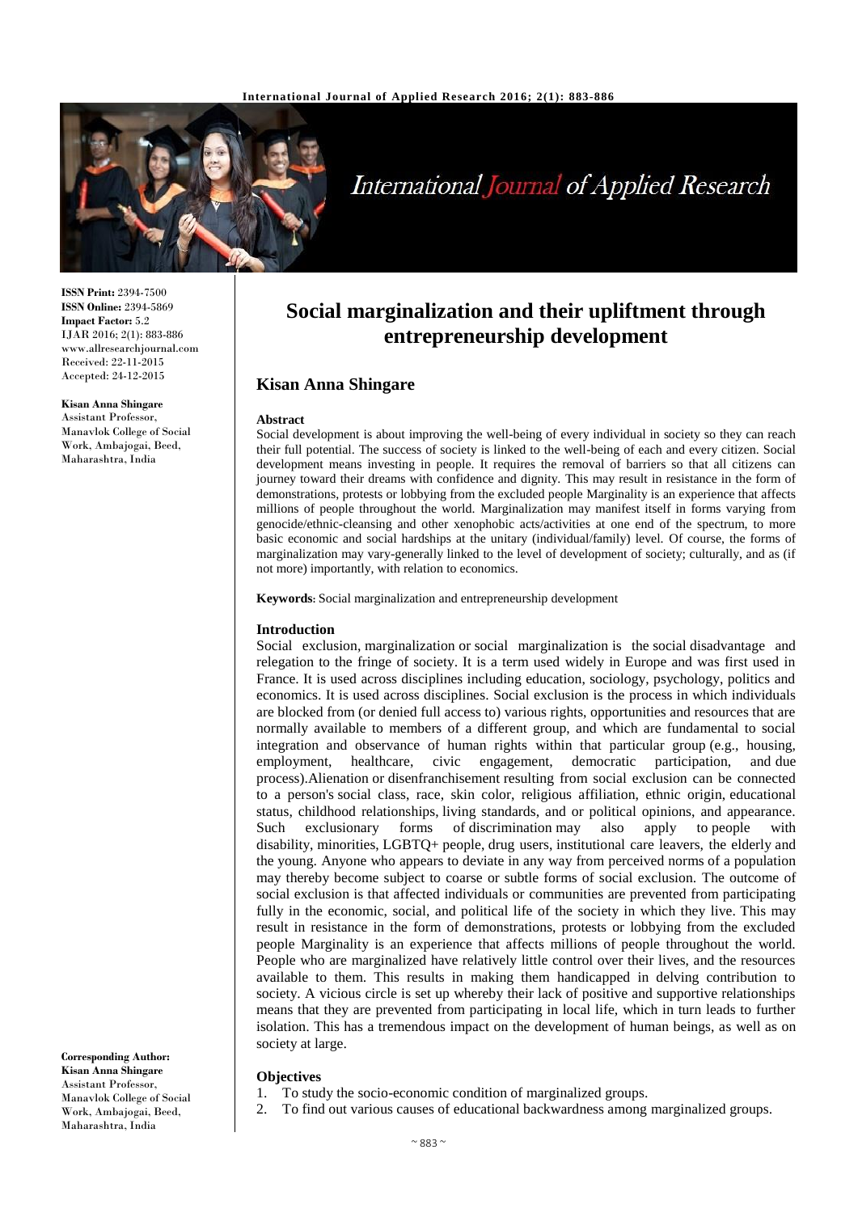**ISSN Print:** 2394-7500
**ISSN Online:** 2394-5869
**Impact Factor:** 5.2
IJAR 2016; 2(1): 883-886
www.allresearchjournal.com
Received: 22-11-2015
Accepted: 24-12-2015

**Kisan Anna Shingare**
Assistant Professor, Manavlok College of Social Work, Ambajogai, Beed, Maharashtra, India

**Corresponding Author:**
**Kisan Anna Shingare**
Assistant Professor, Manavlok College of Social Work, Ambajogai, Beed, Maharashtra, India

# Social marginalization and their upliftment through entrepreneurship development

## Kisan Anna Shingare

### Abstract

Social development is about improving the well-being of every individual in society so they can reach their full potential. The success of society is linked to the well-being of each and every citizen. Social development means investing in people. It requires the removal of barriers so that all citizens can journey toward their dreams with confidence and dignity. This may result in resistance in the form of demonstrations, protests or lobbying from the excluded people Marginality is an experience that affects millions of people throughout the world. Marginalization may manifest itself in forms varying from genocide/ethnic-cleansing and other xenophobic acts/activities at one end of the spectrum, to more basic economic and social hardships at the unitary (individual/family) level. Of course, the forms of marginalization may vary-generally linked to the level of development of society; culturally, and as (if not more) importantly, with relation to economics.

**Keywords:** Social marginalization and entrepreneurship development

### Introduction

Social exclusion, marginalization or social marginalization is the social disadvantage and relegation to the fringe of society. It is a term used widely in Europe and was first used in France. It is used across disciplines including education, sociology, psychology, politics and economics. It is used across disciplines. Social exclusion is the process in which individuals are blocked from (or denied full access to) various rights, opportunities and resources that are normally available to members of a different group, and which are fundamental to social integration and observance of human rights within that particular group (e.g., housing, employment, healthcare, civic engagement, democratic participation, and due process).Alienation or disenfranchisement resulting from social exclusion can be connected to a person's social class, race, skin color, religious affiliation, ethnic origin, educational status, childhood relationships, living standards, and or political opinions, and appearance. Such exclusionary forms of discrimination may also apply to people with disability, minorities, LGBTQ+ people, drug users, institutional care leavers, the elderly and the young. Anyone who appears to deviate in any way from perceived norms of a population may thereby become subject to coarse or subtle forms of social exclusion. The outcome of social exclusion is that affected individuals or communities are prevented from participating fully in the economic, social, and political life of the society in which they live. This may result in resistance in the form of demonstrations, protests or lobbying from the excluded people Marginality is an experience that affects millions of people throughout the world. People who are marginalized have relatively little control over their lives, and the resources available to them. This results in making them handicapped in delving contribution to society. A vicious circle is set up whereby their lack of positive and supportive relationships means that they are prevented from participating in local life, which in turn leads to further isolation. This has a tremendous impact on the development of human beings, as well as on society at large.

### Objectives

1. To study the socio-economic condition of marginalized groups.
2. To find out various causes of educational backwardness among marginalized groups.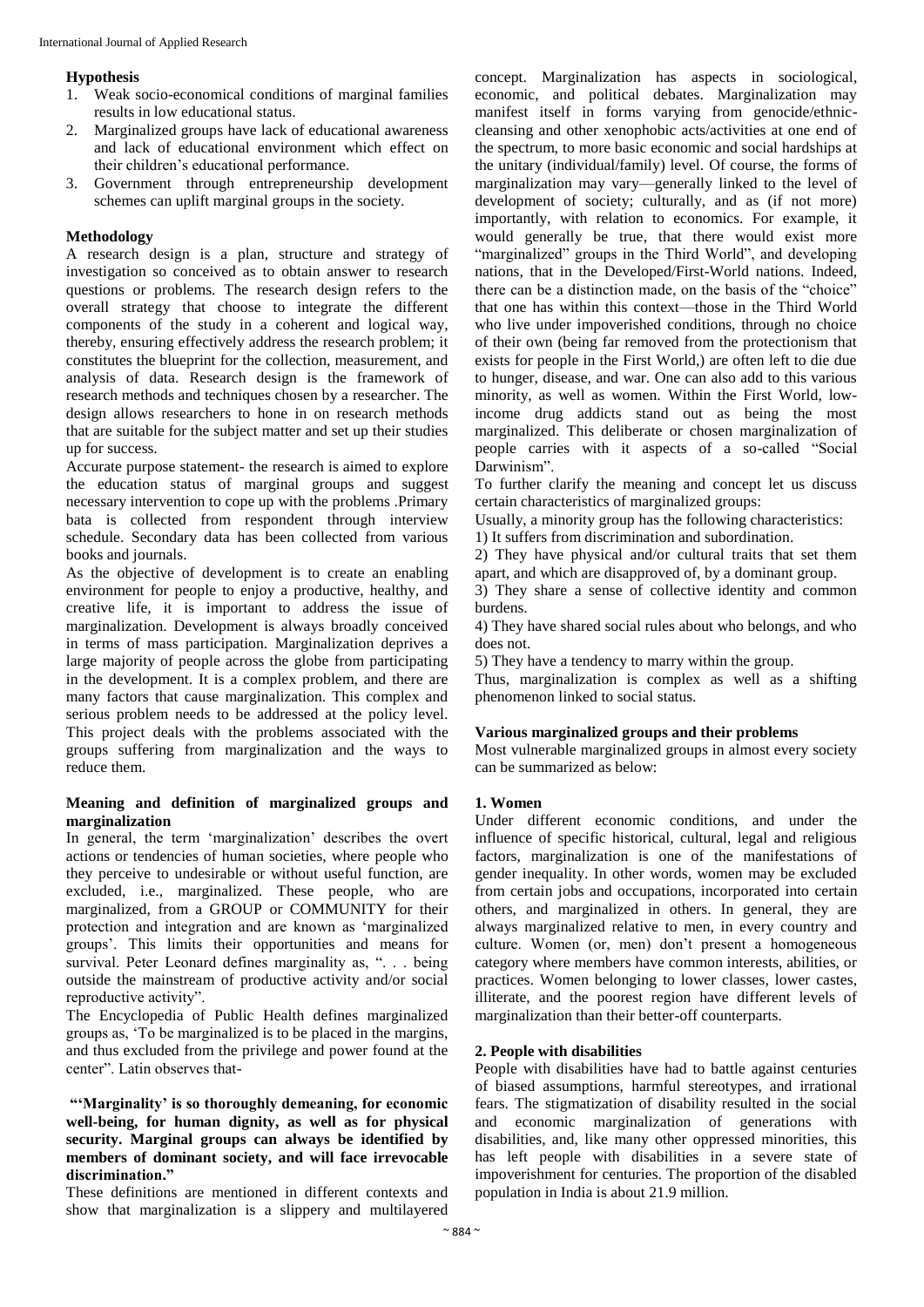### Hypothesis

1. Weak socio-economical conditions of marginal families results in low educational status.
2. Marginalized groups have lack of educational awareness and lack of educational environment which effect on their children's educational performance.
3. Government through entrepreneurship development schemes can uplift marginal groups in the society.

### Methodology

A research design is a plan, structure and strategy of investigation so conceived as to obtain answer to research questions or problems. The research design refers to the overall strategy that choose to integrate the different components of the study in a coherent and logical way, thereby, ensuring effectively address the research problem; it constitutes the blueprint for the collection, measurement, and analysis of data. Research design is the framework of research methods and techniques chosen by a researcher. The design allows researchers to hone in on research methods that are suitable for the subject matter and set up their studies up for success.

Accurate purpose statement- the research is aimed to explore the education status of marginal groups and suggest necessary intervention to cope up with the problems .Primary bata is collected from respondent through interview schedule. Secondary data has been collected from various books and journals.

As the objective of development is to create an enabling environment for people to enjoy a productive, healthy, and creative life, it is important to address the issue of marginalization. Development is always broadly conceived in terms of mass participation. Marginalization deprives a large majority of people across the globe from participating in the development. It is a complex problem, and there are many factors that cause marginalization. This complex and serious problem needs to be addressed at the policy level. This project deals with the problems associated with the groups suffering from marginalization and the ways to reduce them.

### Meaning and definition of marginalized groups and marginalization

In general, the term 'marginalization' describes the overt actions or tendencies of human societies, where people who they perceive to undesirable or without useful function, are excluded, i.e., marginalized. These people, who are marginalized, from a GROUP or COMMUNITY for their protection and integration and are known as 'marginalized groups'. This limits their opportunities and means for survival. Peter Leonard defines marginality as, ". . . being outside the mainstream of productive activity and/or social reproductive activity".

The Encyclopedia of Public Health defines marginalized groups as, 'To be marginalized is to be placed in the margins, and thus excluded from the privilege and power found at the center". Latin observes that-

**"'Marginality' is so thoroughly demeaning, for economic well-being, for human dignity, as well as for physical security. Marginal groups can always be identified by members of dominant society, and will face irrevocable discrimination."**

These definitions are mentioned in different contexts and show that marginalization is a slippery and multilayered concept. Marginalization has aspects in sociological, economic, and political debates. Marginalization may manifest itself in forms varying from genocide/ethnic-cleansing and other xenophobic acts/activities at one end of the spectrum, to more basic economic and social hardships at the unitary (individual/family) level. Of course, the forms of marginalization may vary—generally linked to the level of development of society; culturally, and as (if not more) importantly, with relation to economics. For example, it would generally be true, that there would exist more "marginalized" groups in the Third World", and developing nations, that in the Developed/First-World nations. Indeed, there can be a distinction made, on the basis of the "choice" that one has within this context—those in the Third World who live under impoverished conditions, through no choice of their own (being far removed from the protectionism that exists for people in the First World,) are often left to die due to hunger, disease, and war. One can also add to this various minority, as well as women. Within the First World, low-income drug addicts stand out as being the most marginalized. This deliberate or chosen marginalization of people carries with it aspects of a so-called "Social Darwinism".

To further clarify the meaning and concept let us discuss certain characteristics of marginalized groups:

Usually, a minority group has the following characteristics:

1) It suffers from discrimination and subordination.

2) They have physical and/or cultural traits that set them apart, and which are disapproved of, by a dominant group.

3) They share a sense of collective identity and common burdens.

4) They have shared social rules about who belongs, and who does not.

5) They have a tendency to marry within the group.

Thus, marginalization is complex as well as a shifting phenomenon linked to social status.

### Various marginalized groups and their problems

Most vulnerable marginalized groups in almost every society can be summarized as below:

#### 1. Women

Under different economic conditions, and under the influence of specific historical, cultural, legal and religious factors, marginalization is one of the manifestations of gender inequality. In other words, women may be excluded from certain jobs and occupations, incorporated into certain others, and marginalized in others. In general, they are always marginalized relative to men, in every country and culture. Women (or, men) don't present a homogeneous category where members have common interests, abilities, or practices. Women belonging to lower classes, lower castes, illiterate, and the poorest region have different levels of marginalization than their better-off counterparts.

#### 2. People with disabilities

People with disabilities have had to battle against centuries of biased assumptions, harmful stereotypes, and irrational fears. The stigmatization of disability resulted in the social and economic marginalization of generations with disabilities, and, like many other oppressed minorities, this has left people with disabilities in a severe state of impoverishment for centuries. The proportion of the disabled population in India is about 21.9 million.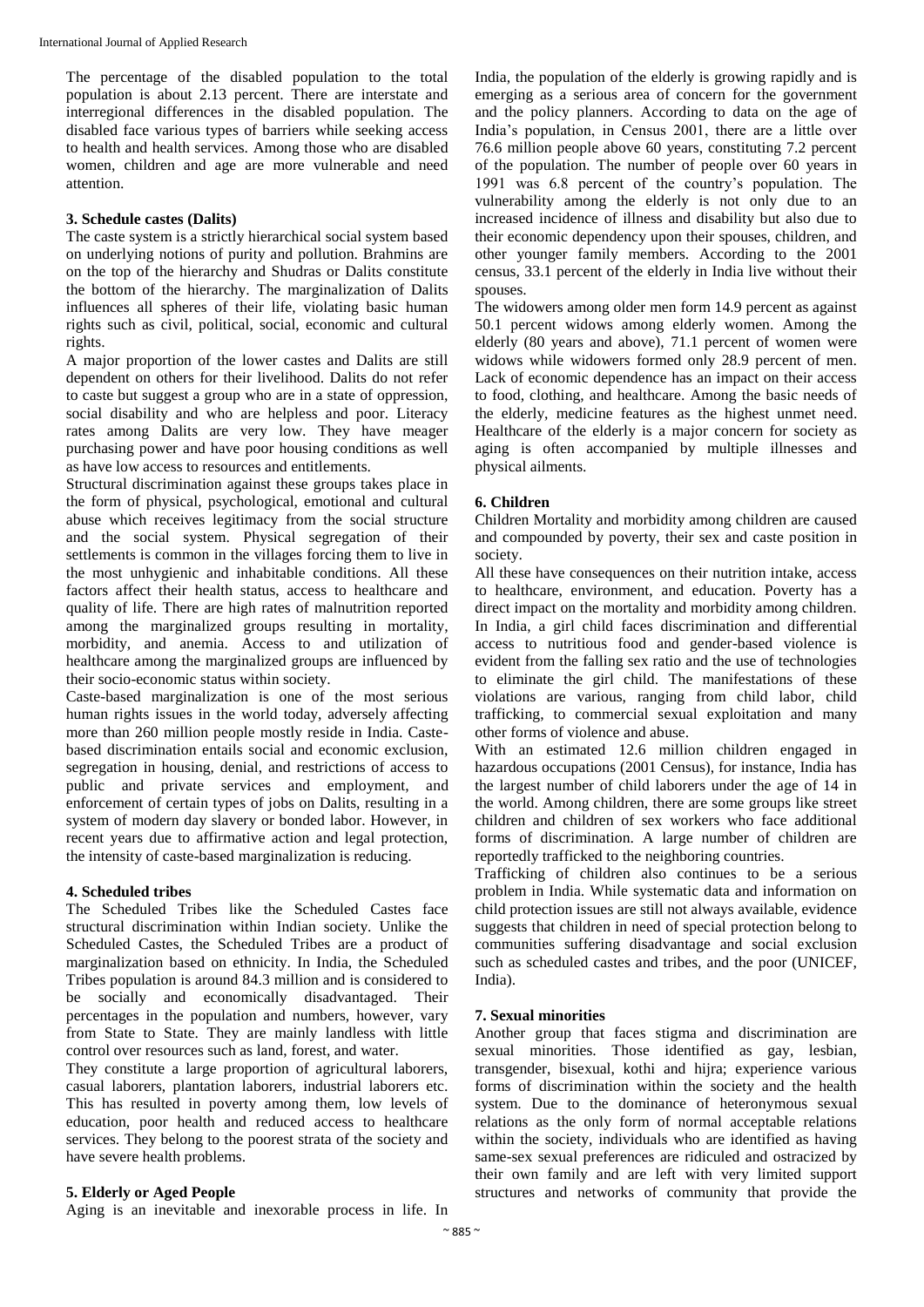The percentage of the disabled population to the total population is about 2.13 percent. There are interstate and interregional differences in the disabled population. The disabled face various types of barriers while seeking access to health and health services. Among those who are disabled women, children and age are more vulnerable and need attention.

### 3. Schedule castes (Dalits)

The caste system is a strictly hierarchical social system based on underlying notions of purity and pollution. Brahmins are on the top of the hierarchy and Shudras or Dalits constitute the bottom of the hierarchy. The marginalization of Dalits influences all spheres of their life, violating basic human rights such as civil, political, social, economic and cultural rights.

A major proportion of the lower castes and Dalits are still dependent on others for their livelihood. Dalits do not refer to caste but suggest a group who are in a state of oppression, social disability and who are helpless and poor. Literacy rates among Dalits are very low. They have meager purchasing power and have poor housing conditions as well as have low access to resources and entitlements.

Structural discrimination against these groups takes place in the form of physical, psychological, emotional and cultural abuse which receives legitimacy from the social structure and the social system. Physical segregation of their settlements is common in the villages forcing them to live in the most unhygienic and inhabitable conditions. All these factors affect their health status, access to healthcare and quality of life. There are high rates of malnutrition reported among the marginalized groups resulting in mortality, morbidity, and anemia. Access to and utilization of healthcare among the marginalized groups are influenced by their socio-economic status within society.

Caste-based marginalization is one of the most serious human rights issues in the world today, adversely affecting more than 260 million people mostly reside in India. Caste-based discrimination entails social and economic exclusion, segregation in housing, denial, and restrictions of access to public and private services and employment, and enforcement of certain types of jobs on Dalits, resulting in a system of modern day slavery or bonded labor. However, in recent years due to affirmative action and legal protection, the intensity of caste-based marginalization is reducing.

### 4. Scheduled tribes

The Scheduled Tribes like the Scheduled Castes face structural discrimination within Indian society. Unlike the Scheduled Castes, the Scheduled Tribes are a product of marginalization based on ethnicity. In India, the Scheduled Tribes population is around 84.3 million and is considered to be socially and economically disadvantaged. Their percentages in the population and numbers, however, vary from State to State. They are mainly landless with little control over resources such as land, forest, and water.

They constitute a large proportion of agricultural laborers, casual laborers, plantation laborers, industrial laborers etc. This has resulted in poverty among them, low levels of education, poor health and reduced access to healthcare services. They belong to the poorest strata of the society and have severe health problems.

### 5. Elderly or Aged People

Aging is an inevitable and inexorable process in life. In India, the population of the elderly is growing rapidly and is emerging as a serious area of concern for the government and the policy planners. According to data on the age of India's population, in Census 2001, there are a little over 76.6 million people above 60 years, constituting 7.2 percent of the population. The number of people over 60 years in 1991 was 6.8 percent of the country's population. The vulnerability among the elderly is not only due to an increased incidence of illness and disability but also due to their economic dependency upon their spouses, children, and other younger family members. According to the 2001 census, 33.1 percent of the elderly in India live without their spouses.

The widowers among older men form 14.9 percent as against 50.1 percent widows among elderly women. Among the elderly (80 years and above), 71.1 percent of women were widows while widowers formed only 28.9 percent of men. Lack of economic dependence has an impact on their access to food, clothing, and healthcare. Among the basic needs of the elderly, medicine features as the highest unmet need. Healthcare of the elderly is a major concern for society as aging is often accompanied by multiple illnesses and physical ailments.

### 6. Children

Children Mortality and morbidity among children are caused and compounded by poverty, their sex and caste position in society.

All these have consequences on their nutrition intake, access to healthcare, environment, and education. Poverty has a direct impact on the mortality and morbidity among children. In India, a girl child faces discrimination and differential access to nutritious food and gender-based violence is evident from the falling sex ratio and the use of technologies to eliminate the girl child. The manifestations of these violations are various, ranging from child labor, child trafficking, to commercial sexual exploitation and many other forms of violence and abuse.

With an estimated 12.6 million children engaged in hazardous occupations (2001 Census), for instance, India has the largest number of child laborers under the age of 14 in the world. Among children, there are some groups like street children and children of sex workers who face additional forms of discrimination. A large number of children are reportedly trafficked to the neighboring countries.

Trafficking of children also continues to be a serious problem in India. While systematic data and information on child protection issues are still not always available, evidence suggests that children in need of special protection belong to communities suffering disadvantage and social exclusion such as scheduled castes and tribes, and the poor (UNICEF, India).

### 7. Sexual minorities

Another group that faces stigma and discrimination are sexual minorities. Those identified as gay, lesbian, transgender, bisexual, kothi and hijra; experience various forms of discrimination within the society and the health system. Due to the dominance of heteronymous sexual relations as the only form of normal acceptable relations within the society, individuals who are identified as having same-sex sexual preferences are ridiculed and ostracized by their own family and are left with very limited support structures and networks of community that provide the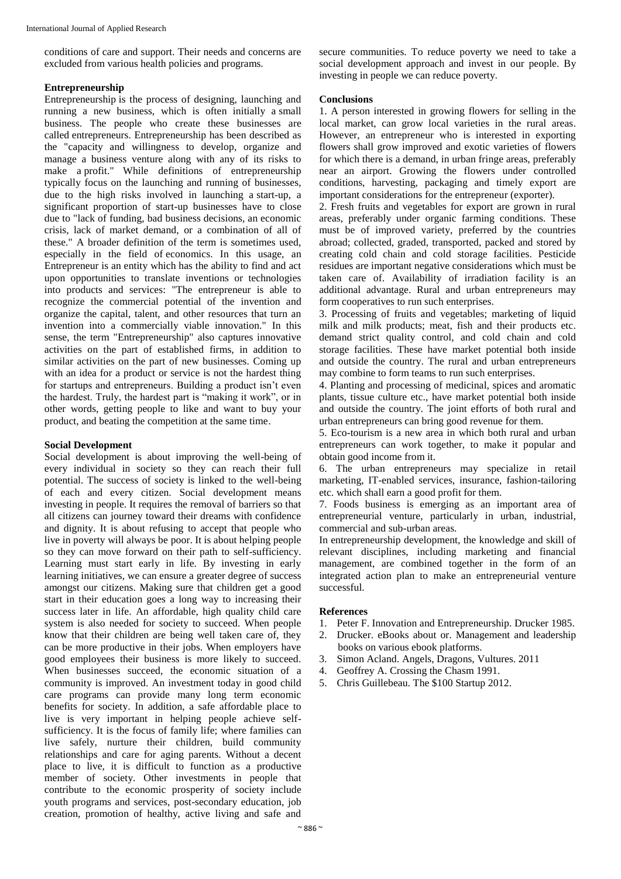conditions of care and support. Their needs and concerns are excluded from various health policies and programs.

### Entrepreneurship

Entrepreneurship is the process of designing, launching and running a new business, which is often initially a small business. The people who create these businesses are called entrepreneurs. Entrepreneurship has been described as the "capacity and willingness to develop, organize and manage a business venture along with any of its risks to make a profit." While definitions of entrepreneurship typically focus on the launching and running of businesses, due to the high risks involved in launching a start-up, a significant proportion of start-up businesses have to close due to "lack of funding, bad business decisions, an economic crisis, lack of market demand, or a combination of all of these." A broader definition of the term is sometimes used, especially in the field of economics. In this usage, an Entrepreneur is an entity which has the ability to find and act upon opportunities to translate inventions or technologies into products and services: "The entrepreneur is able to recognize the commercial potential of the invention and organize the capital, talent, and other resources that turn an invention into a commercially viable innovation." In this sense, the term "Entrepreneurship" also captures innovative activities on the part of established firms, in addition to similar activities on the part of new businesses. Coming up with an idea for a product or service is not the hardest thing for startups and entrepreneurs. Building a product isn't even the hardest. Truly, the hardest part is "making it work", or in other words, getting people to like and want to buy your product, and beating the competition at the same time.

### Social Development

Social development is about improving the well-being of every individual in society so they can reach their full potential. The success of society is linked to the well-being of each and every citizen. Social development means investing in people. It requires the removal of barriers so that all citizens can journey toward their dreams with confidence and dignity. It is about refusing to accept that people who live in poverty will always be poor. It is about helping people so they can move forward on their path to self-sufficiency. Learning must start early in life. By investing in early learning initiatives, we can ensure a greater degree of success amongst our citizens. Making sure that children get a good start in their education goes a long way to increasing their success later in life. An affordable, high quality child care system is also needed for society to succeed. When people know that their children are being well taken care of, they can be more productive in their jobs. When employers have good employees their business is more likely to succeed. When businesses succeed, the economic situation of a community is improved. An investment today in good child care programs can provide many long term economic benefits for society. In addition, a safe affordable place to live is very important in helping people achieve self-sufficiency. It is the focus of family life; where families can live safely, nurture their children, build community relationships and care for aging parents. Without a decent place to live, it is difficult to function as a productive member of society. Other investments in people that contribute to the economic prosperity of society include youth programs and services, post-secondary education, job creation, promotion of healthy, active living and safe and secure communities. To reduce poverty we need to take a social development approach and invest in our people. By investing in people we can reduce poverty.

### Conclusions

1. A person interested in growing flowers for selling in the local market, can grow local varieties in the rural areas. However, an entrepreneur who is interested in exporting flowers shall grow improved and exotic varieties of flowers for which there is a demand, in urban fringe areas, preferably near an airport. Growing the flowers under controlled conditions, harvesting, packaging and timely export are important considerations for the entrepreneur (exporter).
2. Fresh fruits and vegetables for export are grown in rural areas, preferably under organic farming conditions. These must be of improved variety, preferred by the countries abroad; collected, graded, transported, packed and stored by creating cold chain and cold storage facilities. Pesticide residues are important negative considerations which must be taken care of. Availability of irradiation facility is an additional advantage. Rural and urban entrepreneurs may form cooperatives to run such enterprises.
3. Processing of fruits and vegetables; marketing of liquid milk and milk products; meat, fish and their products etc. demand strict quality control, and cold chain and cold storage facilities. These have market potential both inside and outside the country. The rural and urban entrepreneurs may combine to form teams to run such enterprises.
4. Planting and processing of medicinal, spices and aromatic plants, tissue culture etc., have market potential both inside and outside the country. The joint efforts of both rural and urban entrepreneurs can bring good revenue for them.
5. Eco-tourism is a new area in which both rural and urban entrepreneurs can work together, to make it popular and obtain good income from it.
6. The urban entrepreneurs may specialize in retail marketing, IT-enabled services, insurance, fashion-tailoring etc. which shall earn a good profit for them.
7. Foods business is emerging as an important area of entrepreneurial venture, particularly in urban, industrial, commercial and sub-urban areas.

In entrepreneurship development, the knowledge and skill of relevant disciplines, including marketing and financial management, are combined together in the form of an integrated action plan to make an entrepreneurial venture successful.

### References

1. Peter F. Innovation and Entrepreneurship. Drucker 1985.
2. Drucker. eBooks about or. Management and leadership books on various ebook platforms.
3. Simon Acland. Angels, Dragons, Vultures. 2011
4. Geoffrey A. Crossing the Chasm 1991.
5. Chris Guillebeau. The $100 Startup 2012.